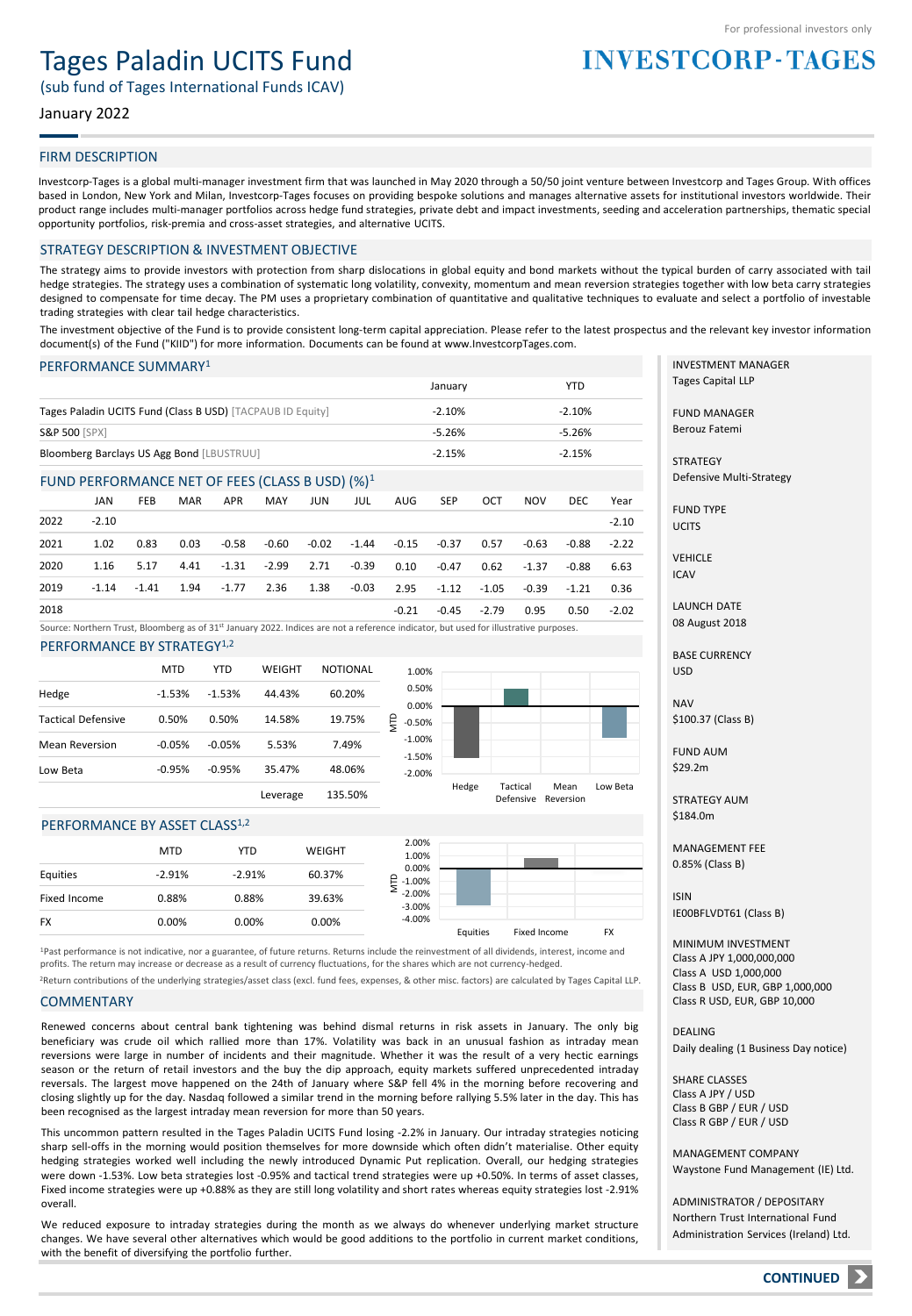For professional investors only

**INVESTCORP-TAGES**

# Tages Paladin UCITS Fund

(sub fund of Tages International Funds ICAV)

January 2022

## FIRM DESCRIPTION

Investcorp-Tages is a global multi-manager investment firm that was launched in May 2020 through a 50/50 joint venture between Investcorp and Tages Group. With offices based in London, New York and Milan, Investcorp-Tages focuses on providing bespoke solutions and manages alternative assets for institutional investors worldwide. Their product range includes multi-manager portfolios across hedge fund strategies, private debt and impact investments, seeding and acceleration partnerships, thematic special opportunity portfolios, risk-premia and cross-asset strategies, and alternative UCITS.

## STRATEGY DESCRIPTION & INVESTMENT OBJECTIVE

The strategy aims to provide investors with protection from sharp dislocations in global equity and bond markets without the typical burden of carry associated with tail hedge strategies. The strategy uses a combination of systematic long volatility, convexity, momentum and mean reversion strategies together with low beta carry strategies designed to compensate for time decay. The PM uses a proprietary combination of quantitative and qualitative techniques to evaluate and select a portfolio of investable trading strategies with clear tail hedge characteristics.

The investment objective of the Fund is to provide consistent long-term capital appreciation. Please refer to the latest prospectus and the relevant key investor information document(s) of the Fund ("KIID") for more information. Documents can be found at www.InvestcorpTages.com.

## PERFORMANCE SUMMARY[1]

| | January | YTD |
|---|---|---|
| Tages Paladin UCITS Fund (Class B USD) [TACPAUB ID Equity] | -2.10% | -2.10% |
| S&P 500 [SPX] | -5.26% | -5.26% |
| Bloomberg Barclays US Agg Bond [LBUSTRUU] | -2.15% | -2.15% |

## FUND PERFORMANCE NET OF FEES (CLASS B USD) (%)[1]

| | JAN | FEB | MAR | APR | MAY | JUN | JUL | AUG | SEP | OCT | NOV | DEC | Year |
|---|---|---|---|---|---|---|---|---|---|---|---|---|---|
| 2022 | -2.10 | | | | | | | | | | | | -2.10 |
| 2021 | 1.02 | 0.83 | 0.03 | -0.58 | -0.60 | -0.02 | -1.44 | -0.15 | -0.37 | 0.57 | -0.63 | -0.88 | -2.22 |
| 2020 | 1.16 | 5.17 | 4.41 | -1.31 | -2.99 | 2.71 | -0.39 | 0.10 | -0.47 | 0.62 | -1.37 | -0.88 | 6.63 |
| 2019 | -1.14 | -1.41 | 1.94 | -1.77 | 2.36 | 1.38 | -0.03 | 2.95 | -1.12 | -1.05 | -0.39 | -1.21 | 0.36 |
| 2018 | | | | | | | | -0.21 | -0.45 | -2.79 | 0.95 | 0.50 | -2.02 |

Source: Northern Trust, Bloomberg as of 31st January 2022. Indices are not a reference indicator, but used for illustrative purposes.

## PERFORMANCE BY STRATEGY[1,2]

| | MTD | YTD | WEIGHT | NOTIONAL |
|---|---|---|---|---|
| Hedge | -1.53% | -1.53% | 44.43% | 60.20% |
| Tactical Defensive | 0.50% | 0.50% | 14.58% | 19.75% |
| Mean Reversion | -0.05% | -0.05% | 5.53% | 7.49% |
| Low Beta | -0.95% | -0.95% | 35.47% | 48.06% |
| | | | Leverage | 135.50% |

## PERFORMANCE BY ASSET CLASS[1,2]

| | MTD | YTD | WEIGHT |
|---|---|---|---|
| Equities | -2.91% | -2.91% | 60.37% |
| Fixed Income | 0.88% | 0.88% | 39.63% |
| FX | 0.00% | 0.00% | 0.00% |

[1]Past performance is not indicative, nor a guarantee, of future returns. Returns include the reinvestment of all dividends, interest, income and profits. The return may increase or decrease as a result of currency fluctuations, for the shares which are not currency-hedged.

[2]Return contributions of the underlying strategies/asset class (excl. fund fees, expenses, & other misc. factors) are calculated by Tages Capital LLP.

## COMMENTARY

Renewed concerns about central bank tightening was behind dismal returns in risk assets in January. The only big beneficiary was crude oil which rallied more than 17%. Volatility was back in an unusual fashion as intraday mean reversions were large in number of incidents and their magnitude. Whether it was the result of a very hectic earnings season or the return of retail investors and the buy the dip approach, equity markets suffered unprecedented intraday reversals. The largest move happened on the 24th of January where S&P fell 4% in the morning before recovering and closing slightly up for the day. Nasdaq followed a similar trend in the morning before rallying 5.5% later in the day. This has been recognised as the largest intraday mean reversion for more than 50 years.

This uncommon pattern resulted in the Tages Paladin UCITS Fund losing -2.2% in January. Our intraday strategies noticing sharp sell-offs in the morning would position themselves for more downside which often didn't materialise. Other equity hedging strategies worked well including the newly introduced Dynamic Put replication. Overall, our hedging strategies were down -1.53%. Low beta strategies lost -0.95% and tactical trend strategies were up +0.50%. In terms of asset classes, Fixed income strategies were up +0.88% as they are still long volatility and short rates whereas equity strategies lost -2.91% overall.

We reduced exposure to intraday strategies during the month as we always do whenever underlying market structure changes. We have several other alternatives which would be good additions to the portfolio in current market conditions, with the benefit of diversifying the portfolio further.

---

**INVESTMENT MANAGER**
Tages Capital LLP

**FUND MANAGER**
Berouz Fatemi

**STRATEGY**
Defensive Multi-Strategy

**FUND TYPE**
UCITS

**VEHICLE**
ICAV

**LAUNCH DATE**
08 August 2018

**BASE CURRENCY**
USD

**NAV**
$100.37 (Class B)

**FUND AUM**
$29.2m

**STRATEGY AUM**
$184.0m

**MANAGEMENT FEE**
0.85% (Class B)

**ISIN**
IE00BFLVDT61 (Class B)

**MINIMUM INVESTMENT**
Class A JPY 1,000,000,000
Class A USD 1,000,000
Class B USD, EUR, GBP 1,000,000
Class R USD, EUR, GBP 10,000

**DEALING**
Daily dealing (1 Business Day notice)

**SHARE CLASSES**
Class A JPY / USD
Class B GBP / EUR / USD
Class R GBP / EUR / USD

**MANAGEMENT COMPANY**
Waystone Fund Management (IE) Ltd.

**ADMINISTRATOR / DEPOSITARY**
Northern Trust International Fund Administration Services (Ireland) Ltd.

**CONTINUED**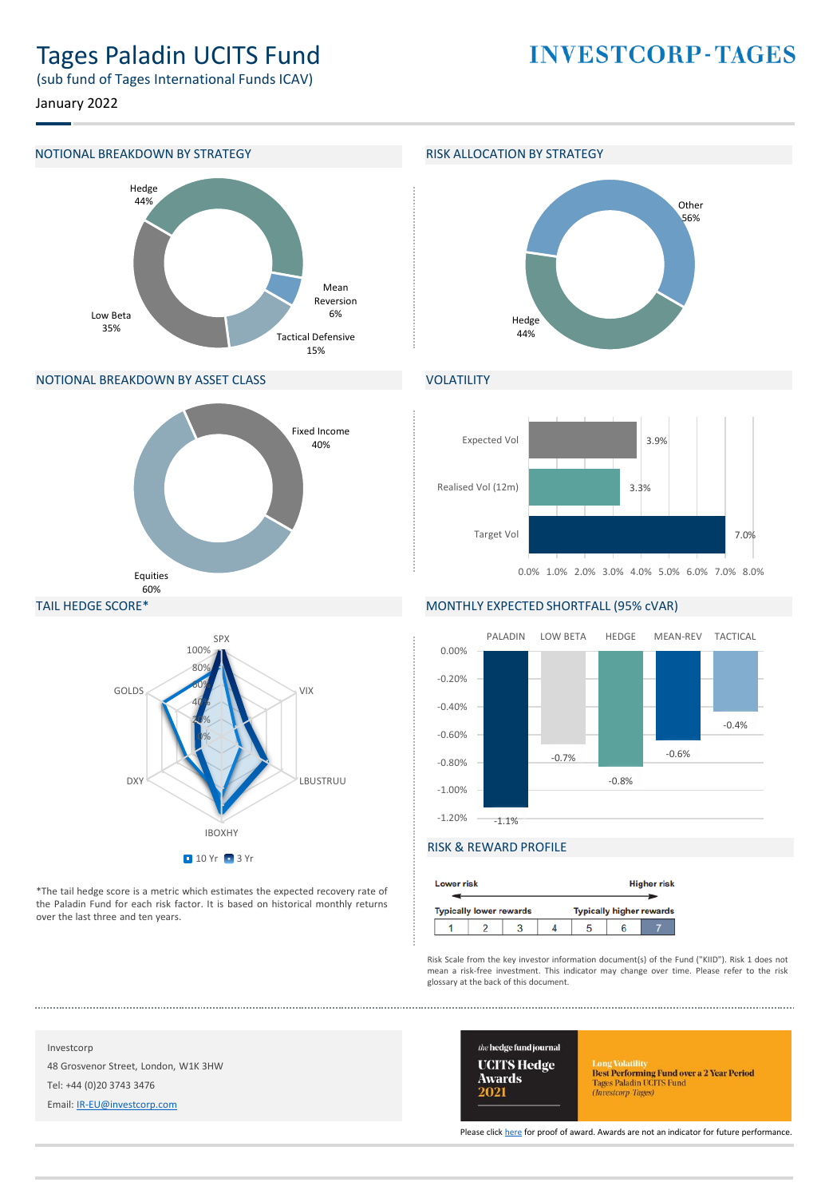# Tages Paladin UCITS Fund

(sub fund of Tages International Funds ICAV)

January 2022

**INVESTCORP-TAGES**

## NOTIONAL BREAKDOWN BY STRATEGY

| Strategy | % |
|---|---|
| Hedge | 44% |
| Mean Reversion | 6% |
| Tactical Defensive | 15% |
| Low Beta | 35% |

## RISK ALLOCATION BY STRATEGY

| Strategy | % |
|---|---|
| Other | 56% |
| Hedge | 44% |

## NOTIONAL BREAKDOWN BY ASSET CLASS

| Asset Class | % |
|---|---|
| Fixed Income | 40% |
| Equities | 60% |

## VOLATILITY

| | |
|---|---|
| Expected Vol | 3.9% |
| Realised Vol (12m) | 3.3% |
| Target Vol | 7.0% |

## TAIL HEDGE SCORE*

Axes: SPX, VIX, LBUSTRUU, IBOXHY, DXY, GOLDS (0%–100%); series: 10 Yr, 3 Yr

*The tail hedge score is a metric which estimates the expected recovery rate of the Paladin Fund for each risk factor. It is based on historical monthly returns over the last three and ten years.

## MONTHLY EXPECTED SHORTFALL (95% cVAR)

| PALADIN | LOW BETA | HEDGE | MEAN-REV | TACTICAL |
|---|---|---|---|---|
| -1.1% | -0.7% | -0.8% | -0.6% | -0.4% |

## RISK & REWARD PROFILE

Lower risk — Higher risk

Typically lower rewards — Typically higher rewards

| 1 | 2 | 3 | 4 | 5 | 6 | **7** |
|---|---|---|---|---|---|---|

Risk Scale from the key investor information document(s) of the Fund ("KIID"). Risk 1 does not mean a risk-free investment. This indicator may change over time. Please refer to the risk glossary at the back of this document.

Investcorp

48 Grosvenor Street, London, W1K 3HW

Tel: +44 (0)20 3743 3476

Email: IR-EU@investcorp.com

the hedge fund journal UCITS Hedge Awards 2021 — Long Volatility — Best Performing Fund over a 2 Year Period — Tages Paladin UCITS Fund (Investcorp Tages)

Please click here for proof of award. Awards are not an indicator for future performance.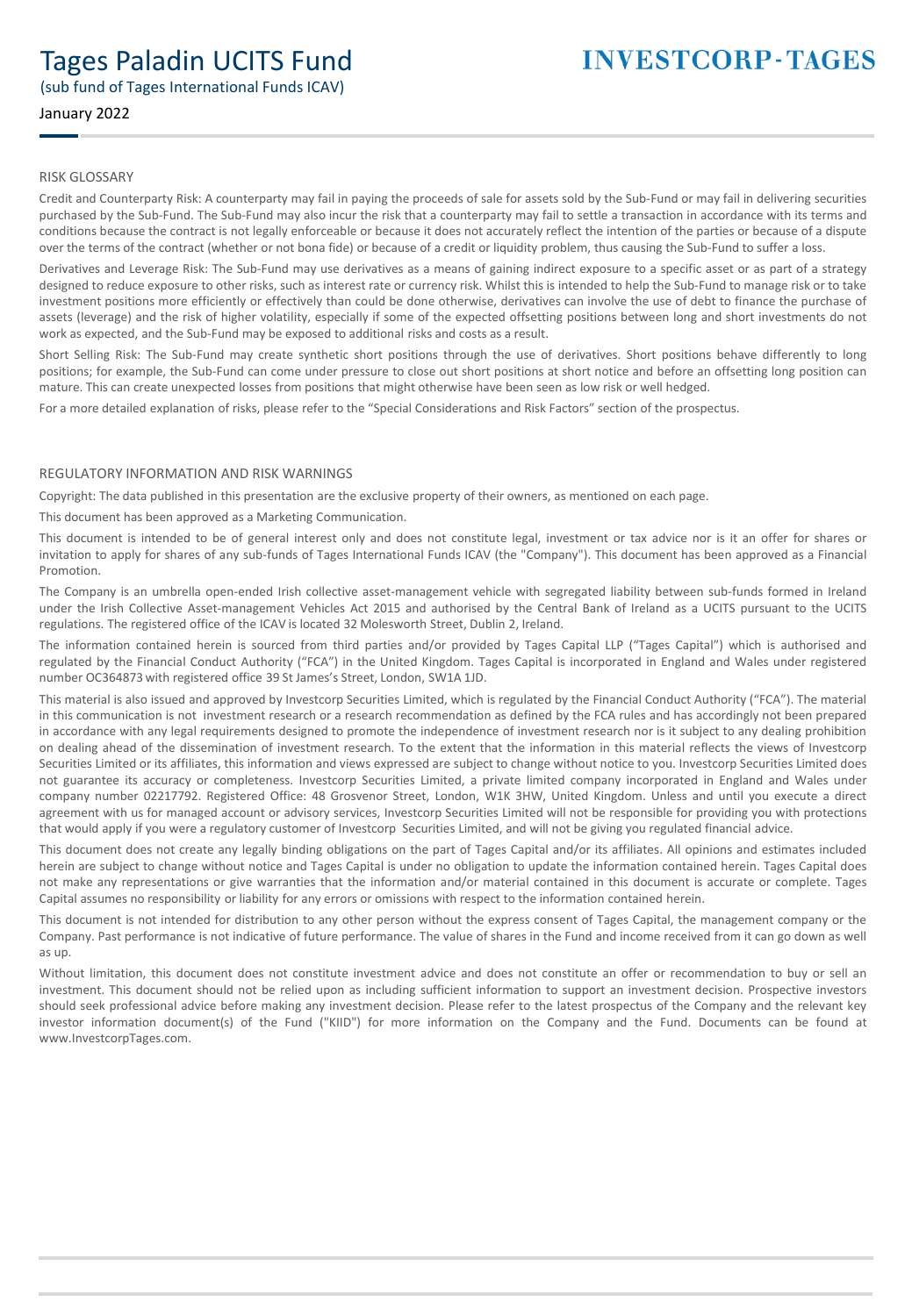# Tages Paladin UCITS Fund

(sub fund of Tages International Funds ICAV)

January 2022

**INVESTCORP-TAGES**

## RISK GLOSSARY

Credit and Counterparty Risk: A counterparty may fail in paying the proceeds of sale for assets sold by the Sub-Fund or may fail in delivering securities purchased by the Sub-Fund. The Sub-Fund may also incur the risk that a counterparty may fail to settle a transaction in accordance with its terms and conditions because the contract is not legally enforceable or because it does not accurately reflect the intention of the parties or because of a dispute over the terms of the contract (whether or not bona fide) or because of a credit or liquidity problem, thus causing the Sub-Fund to suffer a loss.

Derivatives and Leverage Risk: The Sub-Fund may use derivatives as a means of gaining indirect exposure to a specific asset or as part of a strategy designed to reduce exposure to other risks, such as interest rate or currency risk. Whilst this is intended to help the Sub-Fund to manage risk or to take investment positions more efficiently or effectively than could be done otherwise, derivatives can involve the use of debt to finance the purchase of assets (leverage) and the risk of higher volatility, especially if some of the expected offsetting positions between long and short investments do not work as expected, and the Sub-Fund may be exposed to additional risks and costs as a result.

Short Selling Risk: The Sub-Fund may create synthetic short positions through the use of derivatives. Short positions behave differently to long positions; for example, the Sub-Fund can come under pressure to close out short positions at short notice and before an offsetting long position can mature. This can create unexpected losses from positions that might otherwise have been seen as low risk or well hedged.

For a more detailed explanation of risks, please refer to the "Special Considerations and Risk Factors" section of the prospectus.

## REGULATORY INFORMATION AND RISK WARNINGS

Copyright: The data published in this presentation are the exclusive property of their owners, as mentioned on each page.

This document has been approved as a Marketing Communication.

This document is intended to be of general interest only and does not constitute legal, investment or tax advice nor is it an offer for shares or invitation to apply for shares of any sub-funds of Tages International Funds ICAV (the "Company"). This document has been approved as a Financial Promotion.

The Company is an umbrella open-ended Irish collective asset-management vehicle with segregated liability between sub-funds formed in Ireland under the Irish Collective Asset-management Vehicles Act 2015 and authorised by the Central Bank of Ireland as a UCITS pursuant to the UCITS regulations. The registered office of the ICAV is located 32 Molesworth Street, Dublin 2, Ireland.

The information contained herein is sourced from third parties and/or provided by Tages Capital LLP ("Tages Capital") which is authorised and regulated by the Financial Conduct Authority ("FCA") in the United Kingdom. Tages Capital is incorporated in England and Wales under registered number OC364873 with registered office 39 St James's Street, London, SW1A 1JD.

This material is also issued and approved by Investcorp Securities Limited, which is regulated by the Financial Conduct Authority ("FCA"). The material in this communication is not investment research or a research recommendation as defined by the FCA rules and has accordingly not been prepared in accordance with any legal requirements designed to promote the independence of investment research nor is it subject to any dealing prohibition on dealing ahead of the dissemination of investment research. To the extent that the information in this material reflects the views of Investcorp Securities Limited or its affiliates, this information and views expressed are subject to change without notice to you. Investcorp Securities Limited does not guarantee its accuracy or completeness. Investcorp Securities Limited, a private limited company incorporated in England and Wales under company number 02217792. Registered Office: 48 Grosvenor Street, London, W1K 3HW, United Kingdom. Unless and until you execute a direct agreement with us for managed account or advisory services, Investcorp Securities Limited will not be responsible for providing you with protections that would apply if you were a regulatory customer of Investcorp Securities Limited, and will not be giving you regulated financial advice.

This document does not create any legally binding obligations on the part of Tages Capital and/or its affiliates. All opinions and estimates included herein are subject to change without notice and Tages Capital is under no obligation to update the information contained herein. Tages Capital does not make any representations or give warranties that the information and/or material contained in this document is accurate or complete. Tages Capital assumes no responsibility or liability for any errors or omissions with respect to the information contained herein.

This document is not intended for distribution to any other person without the express consent of Tages Capital, the management company or the Company. Past performance is not indicative of future performance. The value of shares in the Fund and income received from it can go down as well as up.

Without limitation, this document does not constitute investment advice and does not constitute an offer or recommendation to buy or sell an investment. This document should not be relied upon as including sufficient information to support an investment decision. Prospective investors should seek professional advice before making any investment decision. Please refer to the latest prospectus of the Company and the relevant key investor information document(s) of the Fund ("KIID") for more information on the Company and the Fund. Documents can be found at www.InvestcorpTages.com.